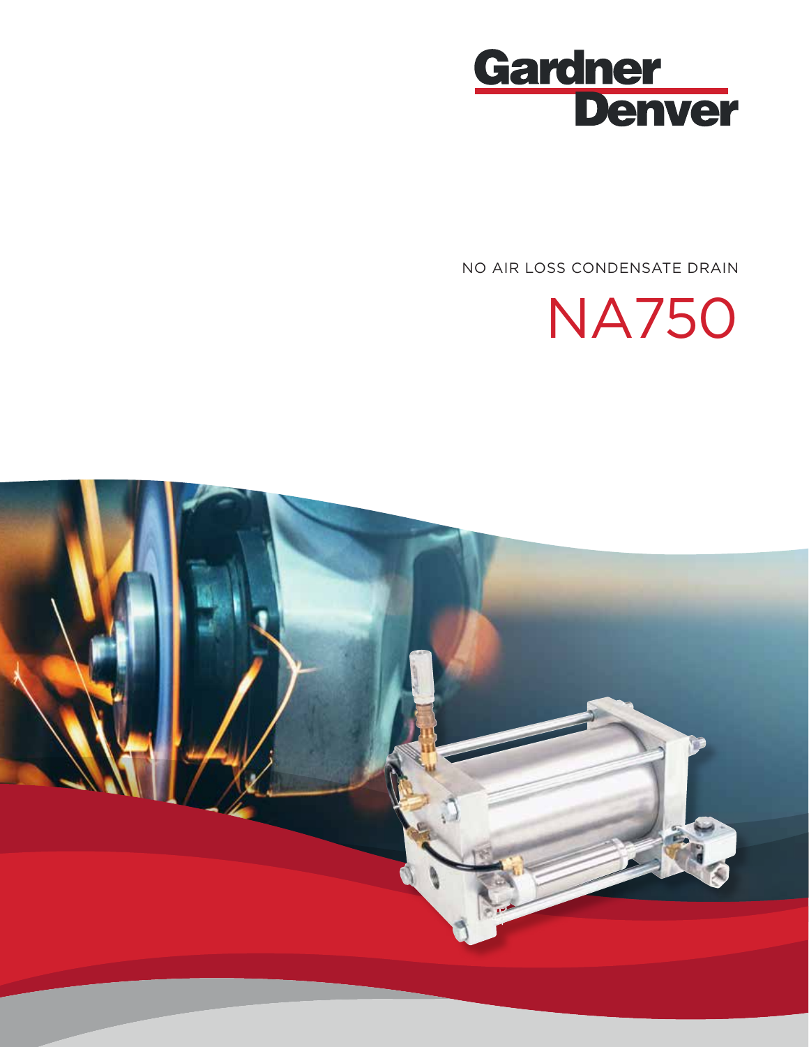Gardner Denver

NO AIR LOSS CONDENSATE DRAIN

# NA750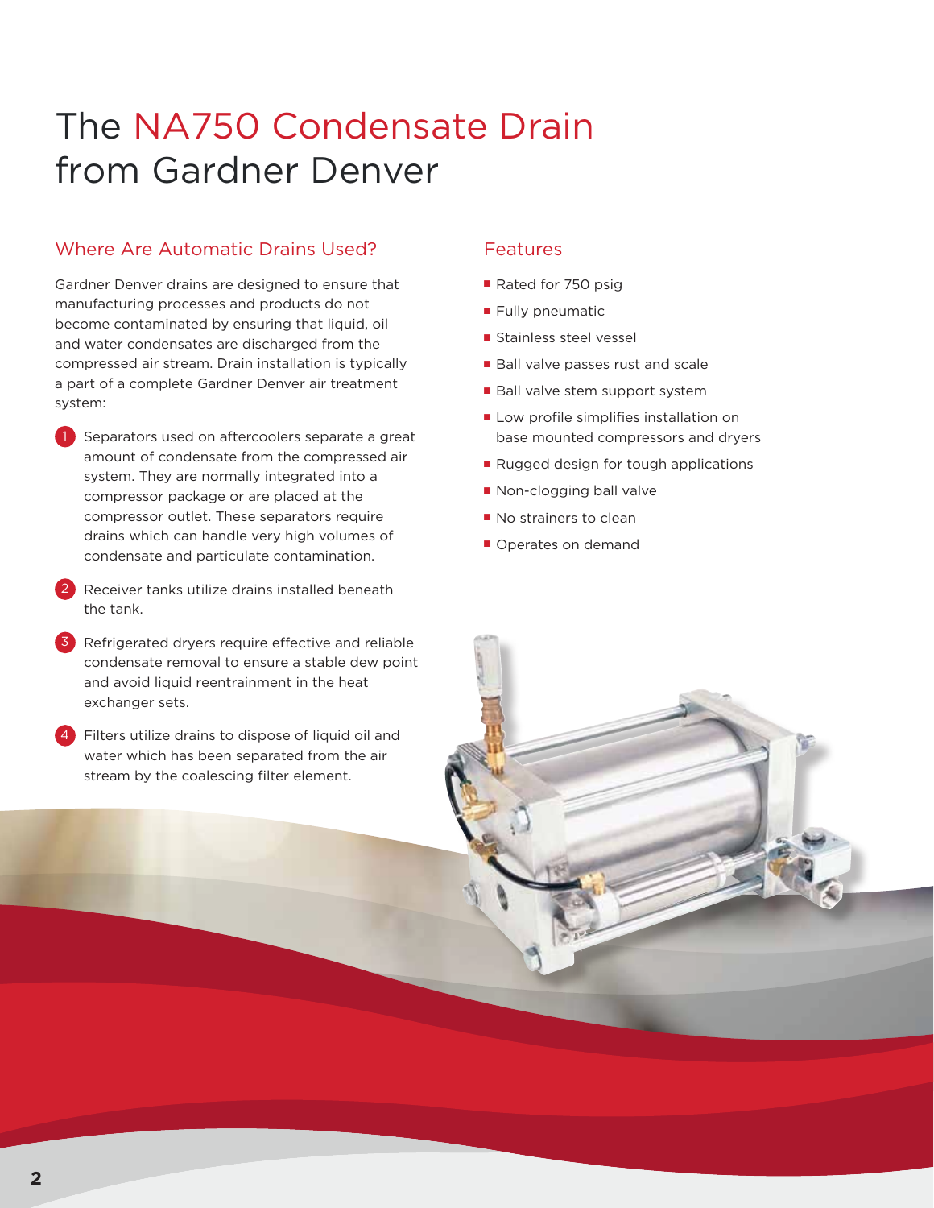# The NA750 Condensate Drain from Gardner Denver

## Where Are Automatic Drains Used?

Gardner Denver drains are designed to ensure that manufacturing processes and products do not become contaminated by ensuring that liquid, oil and water condensates are discharged from the compressed air stream. Drain installation is typically a part of a complete Gardner Denver air treatment system:

1. Separators used on aftercoolers separate a great amount of condensate from the compressed air system. They are normally integrated into a compressor package or are placed at the compressor outlet. These separators require drains which can handle very high volumes of condensate and particulate contamination.
2. Receiver tanks utilize drains installed beneath the tank.
3. Refrigerated dryers require effective and reliable condensate removal to ensure a stable dew point and avoid liquid reentrainment in the heat exchanger sets.
4. Filters utilize drains to dispose of liquid oil and water which has been separated from the air stream by the coalescing filter element.

## Features

- Rated for 750 psig
- Fully pneumatic
- Stainless steel vessel
- Ball valve passes rust and scale
- Ball valve stem support system
- Low profile simplifies installation on base mounted compressors and dryers
- Rugged design for tough applications
- Non-clogging ball valve
- No strainers to clean
- Operates on demand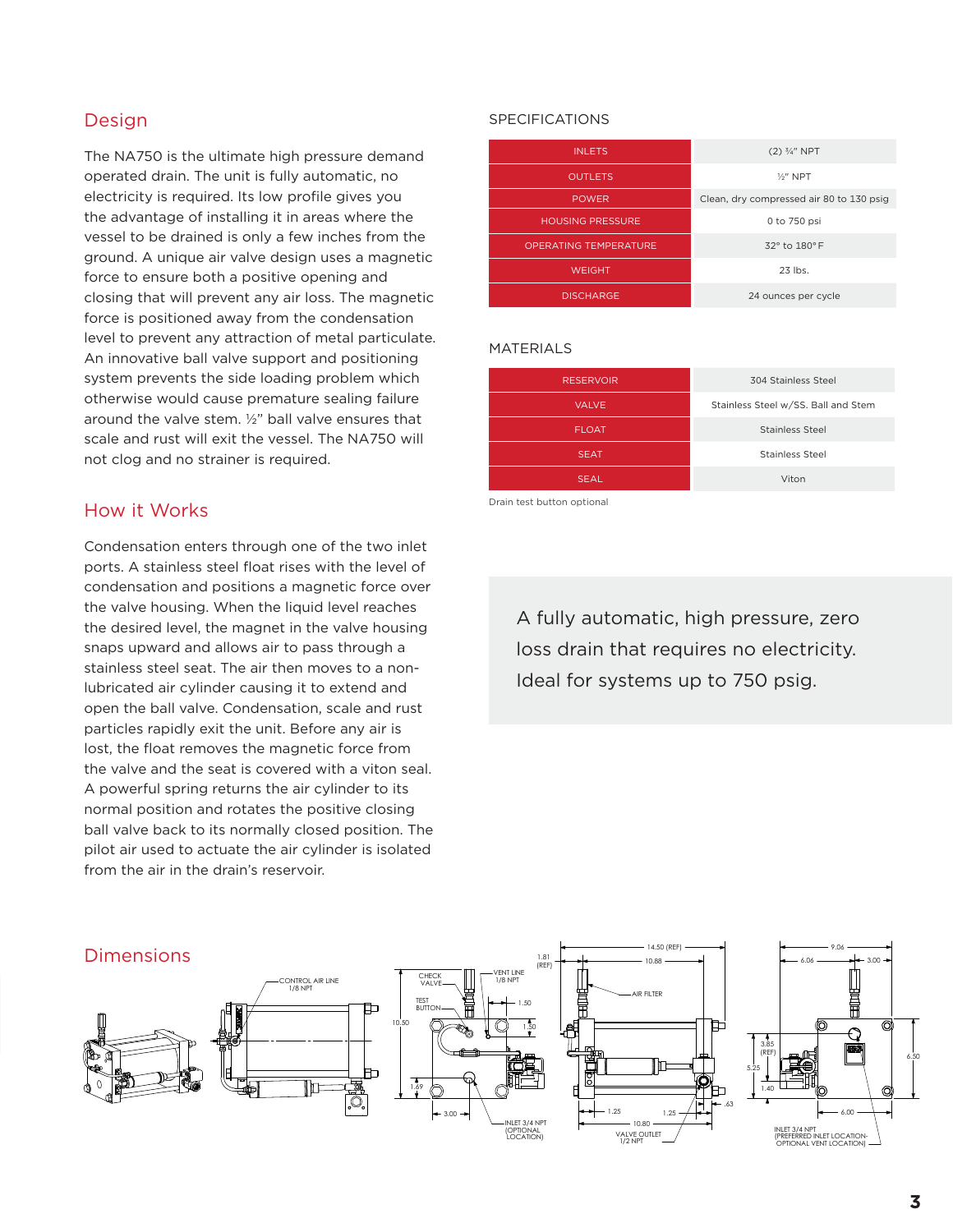## Design

The NA750 is the ultimate high pressure demand operated drain. The unit is fully automatic, no electricity is required. Its low profile gives you the advantage of installing it in areas where the vessel to be drained is only a few inches from the ground. A unique air valve design uses a magnetic force to ensure both a positive opening and closing that will prevent any air loss. The magnetic force is positioned away from the condensation level to prevent any attraction of metal particulate. An innovative ball valve support and positioning system prevents the side loading problem which otherwise would cause premature sealing failure around the valve stem. ½" ball valve ensures that scale and rust will exit the vessel. The NA750 will not clog and no strainer is required.

## How it Works

Condensation enters through one of the two inlet ports. A stainless steel float rises with the level of condensation and positions a magnetic force over the valve housing. When the liquid level reaches the desired level, the magnet in the valve housing snaps upward and allows air to pass through a stainless steel seat. The air then moves to a non-lubricated air cylinder causing it to extend and open the ball valve. Condensation, scale and rust particles rapidly exit the unit. Before any air is lost, the float removes the magnetic force from the valve and the seat is covered with a viton seal. A powerful spring returns the air cylinder to its normal position and rotates the positive closing ball valve back to its normally closed position. The pilot air used to actuate the air cylinder is isolated from the air in the drain's reservoir.

## SPECIFICATIONS

| | |
|---|---|
| INLETS | (2) ¾" NPT |
| OUTLETS | ½" NPT |
| POWER | Clean, dry compressed air 80 to 130 psig |
| HOUSING PRESSURE | 0 to 750 psi |
| OPERATING TEMPERATURE | 32° to 180° F |
| WEIGHT | 23 lbs. |
| DISCHARGE | 24 ounces per cycle |

## MATERIALS

| | |
|---|---|
| RESERVOIR | 304 Stainless Steel |
| VALVE | Stainless Steel w/SS. Ball and Stem |
| FLOAT | Stainless Steel |
| SEAT | Stainless Steel |
| SEAL | Viton |

Drain test button optional

A fully automatic, high pressure, zero loss drain that requires no electricity. Ideal for systems up to 750 psig.

## Dimensions

CONTROL AIR LINE 1/8 NPT

CHECK VALVE · VENT LINE 1/8 NPT · TEST BUTTON · 1.81 (REF) · 1.50 · 1.50 · 10.50 · 1.69 · 3.00 · INLET 3/4 NPT (OPTIONAL LOCATION)

14.50 (REF) · 10.88 · AIR FILTER · 1.25 · 1.25 · .63 · 10.80 · VALVE OUTLET 1/2 NPT

9.06 · 6.06 · 3.00 · 3.85 (REF) · 5.25 · 1.40 · 6.50 · 6.00 · INLET 3/4 NPT (PREFERRED INLET LOCATION- OPTIONAL VENT LOCATION)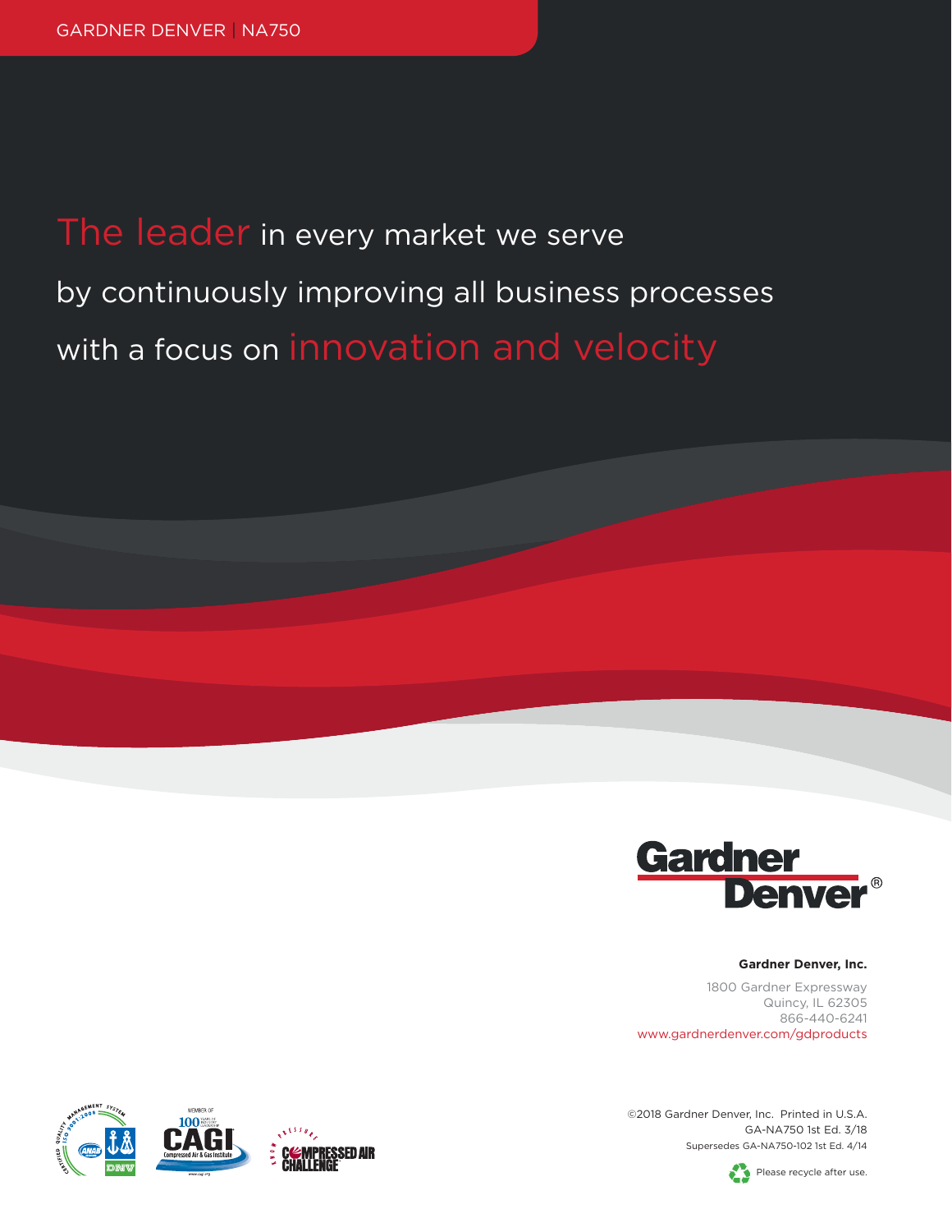The leader in every market we serve

by continuously improving all business processes

with a focus on innovation and velocity

Gardner Denver®

**Gardner Denver, Inc.**

1800 Gardner Expressway
Quincy, IL 62305
866-440-6241
www.gardnerdenver.com/gdproducts

©2018 Gardner Denver, Inc. Printed in U.S.A.
GA-NA750 1st Ed. 3/18
Supersedes GA-NA750-102 1st Ed. 4/14

Please recycle after use.